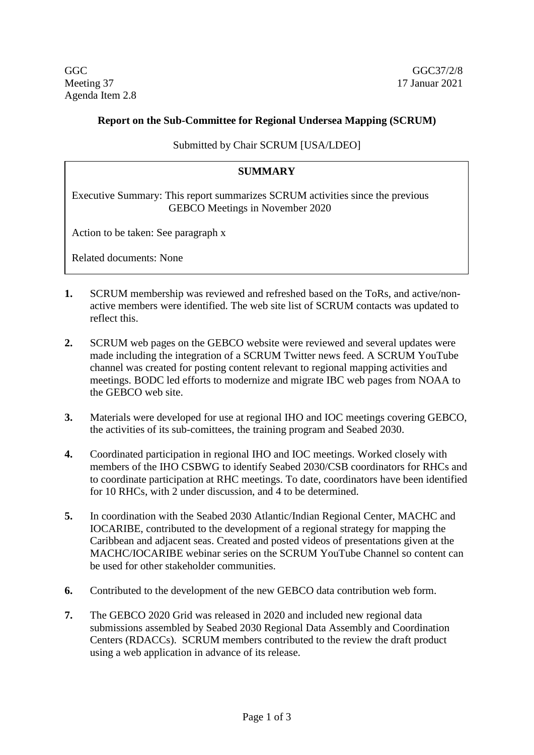GGC
Meeting 37
Agenda Item 2.8

GGC37/2/8
17 Januar 2021

**Report on the Sub-Committee for Regional Undersea Mapping (SCRUM)**

Submitted by Chair SCRUM [USA/LDEO]

| **SUMMARY** |
| --- |
| Executive Summary: This report summarizes SCRUM activities since the previous GEBCO Meetings in November 2020 |
| Action to be taken: See paragraph x |
| Related documents: None |

**1.** SCRUM membership was reviewed and refreshed based on the ToRs, and active/non-active members were identified. The web site list of SCRUM contacts was updated to reflect this.

**2.** SCRUM web pages on the GEBCO website were reviewed and several updates were made including the integration of a SCRUM Twitter news feed. A SCRUM YouTube channel was created for posting content relevant to regional mapping activities and meetings. BODC led efforts to modernize and migrate IBC web pages from NOAA to the GEBCO web site.

**3.** Materials were developed for use at regional IHO and IOC meetings covering GEBCO, the activities of its sub-comittees, the training program and Seabed 2030.

**4.** Coordinated participation in regional IHO and IOC meetings. Worked closely with members of the IHO CSBWG to identify Seabed 2030/CSB coordinators for RHCs and to coordinate participation at RHC meetings. To date, coordinators have been identified for 10 RHCs, with 2 under discussion, and 4 to be determined.

**5.** In coordination with the Seabed 2030 Atlantic/Indian Regional Center, MACHC and IOCARIBE, contributed to the development of a regional strategy for mapping the Caribbean and adjacent seas. Created and posted videos of presentations given at the MACHC/IOCARIBE webinar series on the SCRUM YouTube Channel so content can be used for other stakeholder communities.

**6.** Contributed to the development of the new GEBCO data contribution web form.

**7.** The GEBCO 2020 Grid was released in 2020 and included new regional data submissions assembled by Seabed 2030 Regional Data Assembly and Coordination Centers (RDACCs). SCRUM members contributed to the review the draft product using a web application in advance of its release.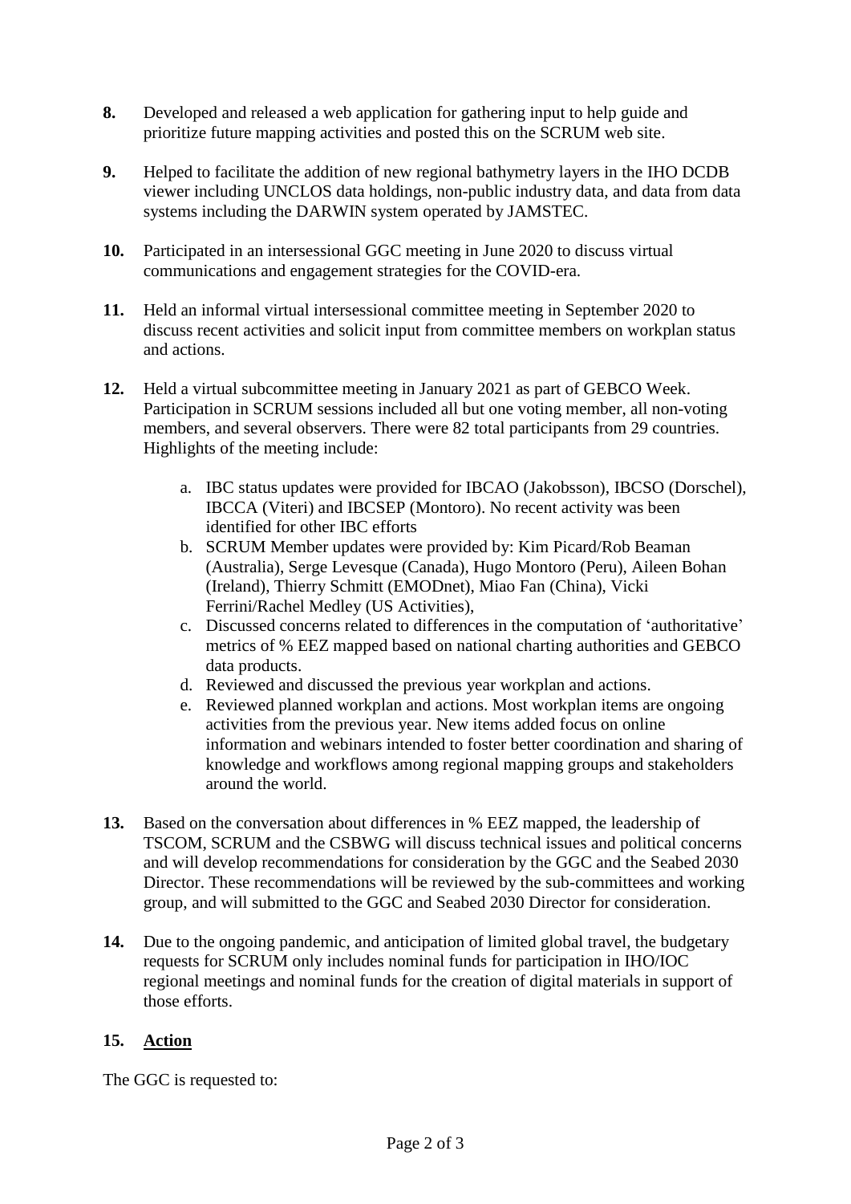**8.** Developed and released a web application for gathering input to help guide and prioritize future mapping activities and posted this on the SCRUM web site.

**9.** Helped to facilitate the addition of new regional bathymetry layers in the IHO DCDB viewer including UNCLOS data holdings, non-public industry data, and data from data systems including the DARWIN system operated by JAMSTEC.

**10.** Participated in an intersessional GGC meeting in June 2020 to discuss virtual communications and engagement strategies for the COVID-era.

**11.** Held an informal virtual intersessional committee meeting in September 2020 to discuss recent activities and solicit input from committee members on workplan status and actions.

**12.** Held a virtual subcommittee meeting in January 2021 as part of GEBCO Week. Participation in SCRUM sessions included all but one voting member, all non-voting members, and several observers. There were 82 total participants from 29 countries. Highlights of the meeting include:

   a. IBC status updates were provided for IBCAO (Jakobsson), IBCSO (Dorschel), IBCCA (Viteri) and IBCSEP (Montoro). No recent activity was been identified for other IBC efforts
   b. SCRUM Member updates were provided by: Kim Picard/Rob Beaman (Australia), Serge Levesque (Canada), Hugo Montoro (Peru), Aileen Bohan (Ireland), Thierry Schmitt (EMODnet), Miao Fan (China), Vicki Ferrini/Rachel Medley (US Activities),
   c. Discussed concerns related to differences in the computation of 'authoritative' metrics of % EEZ mapped based on national charting authorities and GEBCO data products.
   d. Reviewed and discussed the previous year workplan and actions.
   e. Reviewed planned workplan and actions. Most workplan items are ongoing activities from the previous year. New items added focus on online information and webinars intended to foster better coordination and sharing of knowledge and workflows among regional mapping groups and stakeholders around the world.

**13.** Based on the conversation about differences in % EEZ mapped, the leadership of TSCOM, SCRUM and the CSBWG will discuss technical issues and political concerns and will develop recommendations for consideration by the GGC and the Seabed 2030 Director. These recommendations will be reviewed by the sub-committees and working group, and will submitted to the GGC and Seabed 2030 Director for consideration.

**14.** Due to the ongoing pandemic, and anticipation of limited global travel, the budgetary requests for SCRUM only includes nominal funds for participation in IHO/IOC regional meetings and nominal funds for the creation of digital materials in support of those efforts.

## 15. Action

The GGC is requested to: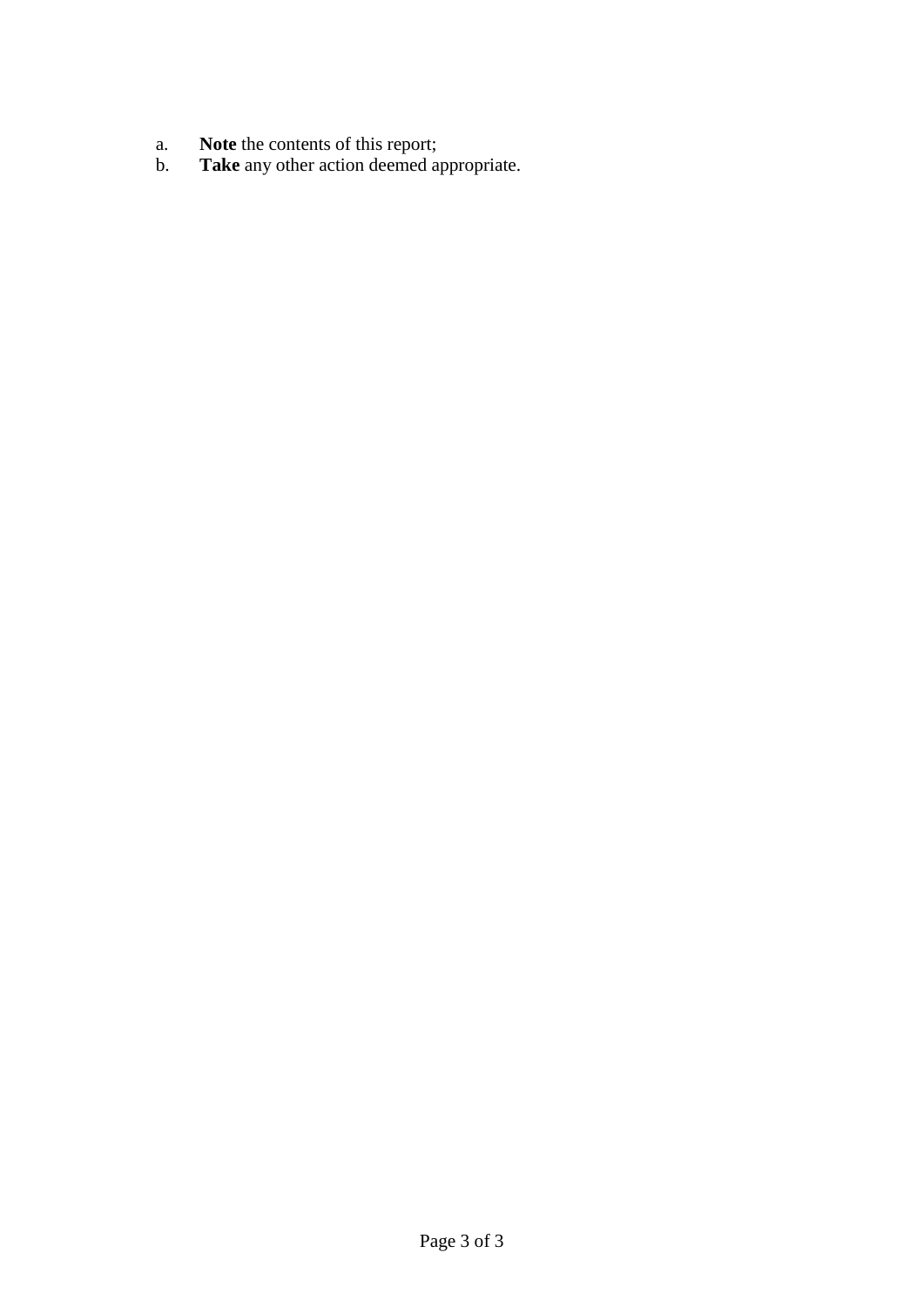a. **Note** the contents of this report;
b. **Take** any other action deemed appropriate.